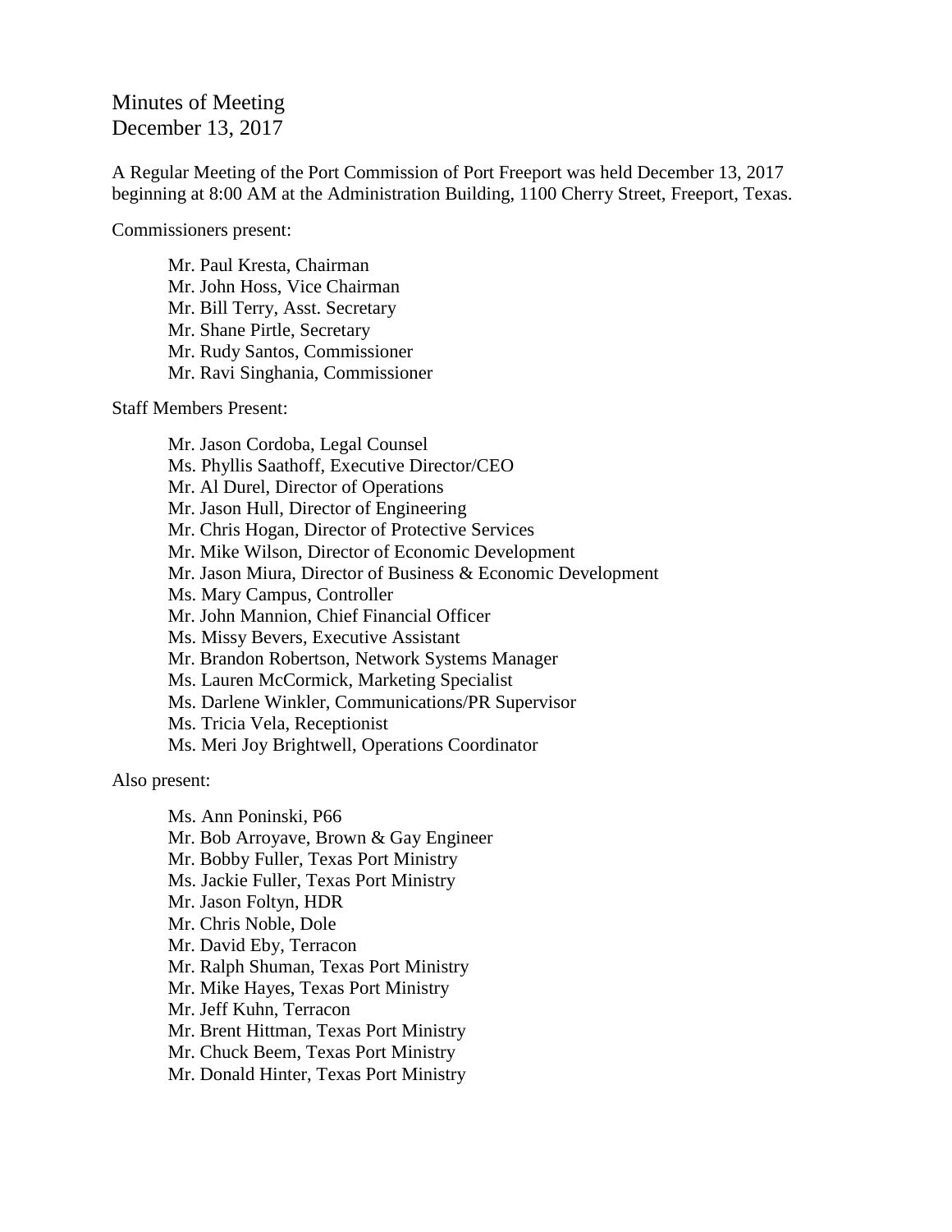# Minutes of Meeting
December 13, 2017

A Regular Meeting of the Port Commission of Port Freeport was held December 13, 2017 beginning at 8:00 AM at the Administration Building, 1100 Cherry Street, Freeport, Texas.

Commissioners present:

Mr. Paul Kresta, Chairman
Mr. John Hoss, Vice Chairman
Mr. Bill Terry, Asst. Secretary
Mr. Shane Pirtle, Secretary
Mr. Rudy Santos, Commissioner
Mr. Ravi Singhania, Commissioner

Staff Members Present:

Mr. Jason Cordoba, Legal Counsel
Ms. Phyllis Saathoff, Executive Director/CEO
Mr. Al Durel, Director of Operations
Mr. Jason Hull, Director of Engineering
Mr. Chris Hogan, Director of Protective Services
Mr. Mike Wilson, Director of Economic Development
Mr. Jason Miura, Director of Business & Economic Development
Ms. Mary Campus, Controller
Mr. John Mannion, Chief Financial Officer
Ms. Missy Bevers, Executive Assistant
Mr. Brandon Robertson, Network Systems Manager
Ms. Lauren McCormick, Marketing Specialist
Ms. Darlene Winkler, Communications/PR Supervisor
Ms. Tricia Vela, Receptionist
Ms. Meri Joy Brightwell, Operations Coordinator

Also present:

Ms. Ann Poninski, P66
Mr. Bob Arroyave, Brown & Gay Engineer
Mr. Bobby Fuller, Texas Port Ministry
Ms. Jackie Fuller, Texas Port Ministry
Mr. Jason Foltyn, HDR
Mr. Chris Noble, Dole
Mr. David Eby, Terracon
Mr. Ralph Shuman, Texas Port Ministry
Mr. Mike Hayes, Texas Port Ministry
Mr. Jeff Kuhn, Terracon
Mr. Brent Hittman, Texas Port Ministry
Mr. Chuck Beem, Texas Port Ministry
Mr. Donald Hinter, Texas Port Ministry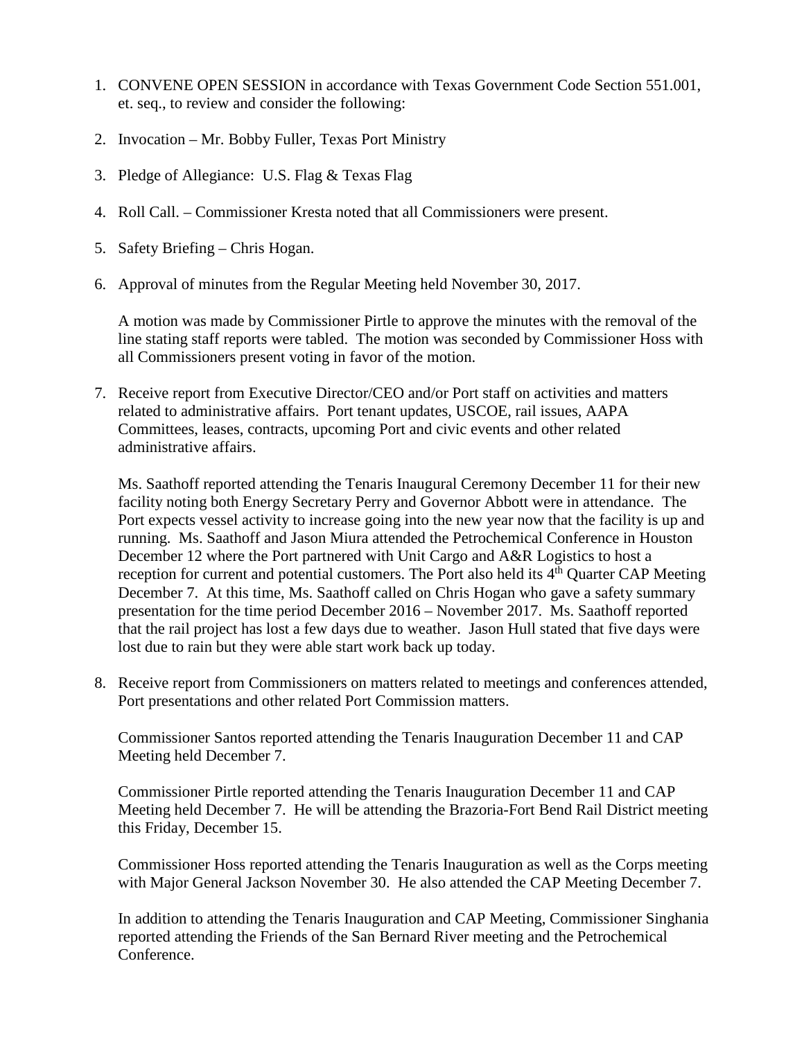1. CONVENE OPEN SESSION in accordance with Texas Government Code Section 551.001, et. seq., to review and consider the following:

2. Invocation – Mr. Bobby Fuller, Texas Port Ministry

3. Pledge of Allegiance: U.S. Flag & Texas Flag

4. Roll Call. – Commissioner Kresta noted that all Commissioners were present.

5. Safety Briefing – Chris Hogan.

6. Approval of minutes from the Regular Meeting held November 30, 2017.

   A motion was made by Commissioner Pirtle to approve the minutes with the removal of the line stating staff reports were tabled. The motion was seconded by Commissioner Hoss with all Commissioners present voting in favor of the motion.

7. Receive report from Executive Director/CEO and/or Port staff on activities and matters related to administrative affairs. Port tenant updates, USCOE, rail issues, AAPA Committees, leases, contracts, upcoming Port and civic events and other related administrative affairs.

   Ms. Saathoff reported attending the Tenaris Inaugural Ceremony December 11 for their new facility noting both Energy Secretary Perry and Governor Abbott were in attendance. The Port expects vessel activity to increase going into the new year now that the facility is up and running. Ms. Saathoff and Jason Miura attended the Petrochemical Conference in Houston December 12 where the Port partnered with Unit Cargo and A&R Logistics to host a reception for current and potential customers. The Port also held its 4th Quarter CAP Meeting December 7. At this time, Ms. Saathoff called on Chris Hogan who gave a safety summary presentation for the time period December 2016 – November 2017. Ms. Saathoff reported that the rail project has lost a few days due to weather. Jason Hull stated that five days were lost due to rain but they were able start work back up today.

8. Receive report from Commissioners on matters related to meetings and conferences attended, Port presentations and other related Port Commission matters.

   Commissioner Santos reported attending the Tenaris Inauguration December 11 and CAP Meeting held December 7.

   Commissioner Pirtle reported attending the Tenaris Inauguration December 11 and CAP Meeting held December 7. He will be attending the Brazoria-Fort Bend Rail District meeting this Friday, December 15.

   Commissioner Hoss reported attending the Tenaris Inauguration as well as the Corps meeting with Major General Jackson November 30. He also attended the CAP Meeting December 7.

   In addition to attending the Tenaris Inauguration and CAP Meeting, Commissioner Singhania reported attending the Friends of the San Bernard River meeting and the Petrochemical Conference.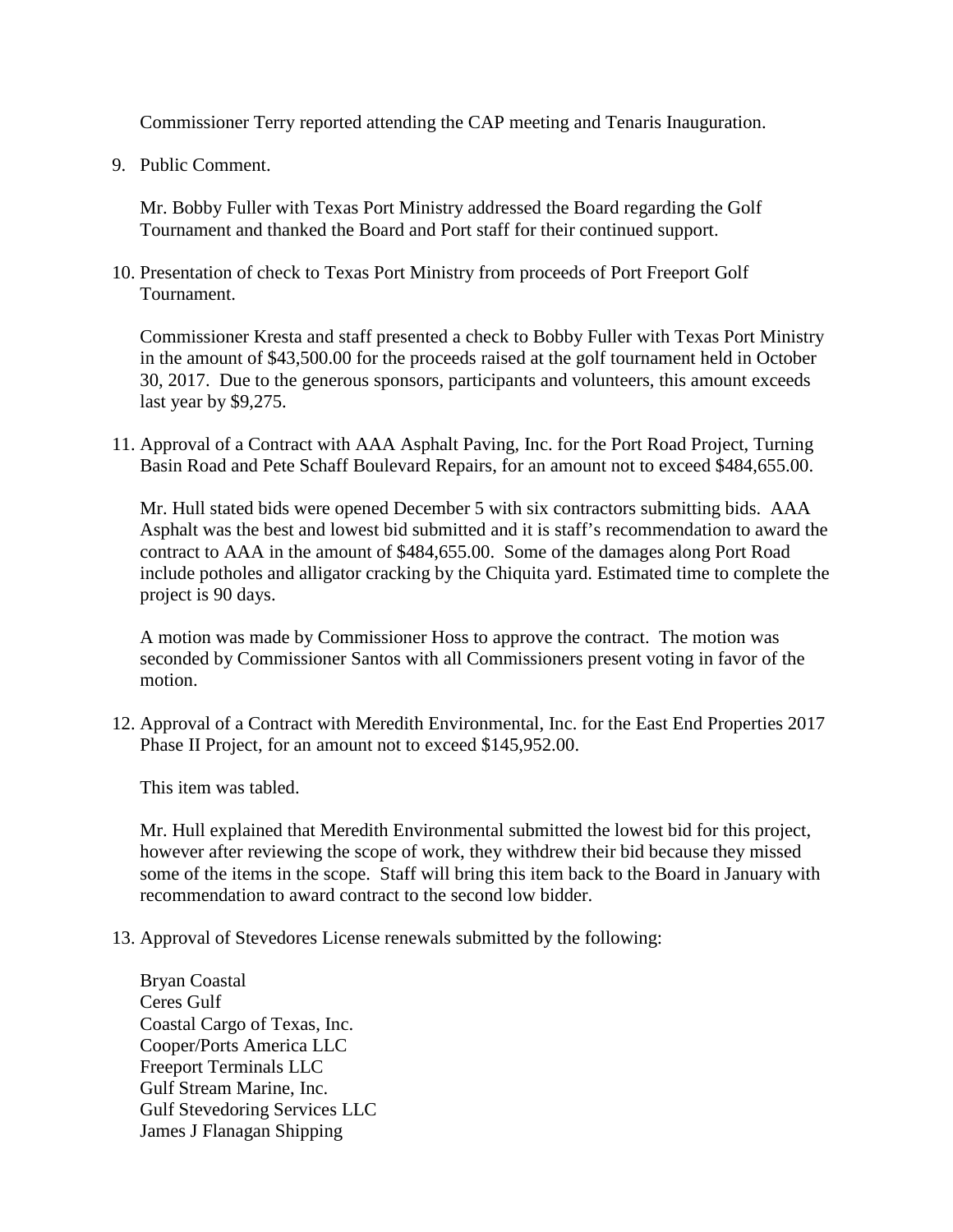Commissioner Terry reported attending the CAP meeting and Tenaris Inauguration.

9. Public Comment.

   Mr. Bobby Fuller with Texas Port Ministry addressed the Board regarding the Golf Tournament and thanked the Board and Port staff for their continued support.

10. Presentation of check to Texas Port Ministry from proceeds of Port Freeport Golf Tournament.

    Commissioner Kresta and staff presented a check to Bobby Fuller with Texas Port Ministry in the amount of $43,500.00 for the proceeds raised at the golf tournament held in October 30, 2017. Due to the generous sponsors, participants and volunteers, this amount exceeds last year by $9,275.

11. Approval of a Contract with AAA Asphalt Paving, Inc. for the Port Road Project, Turning Basin Road and Pete Schaff Boulevard Repairs, for an amount not to exceed $484,655.00.

    Mr. Hull stated bids were opened December 5 with six contractors submitting bids. AAA Asphalt was the best and lowest bid submitted and it is staff's recommendation to award the contract to AAA in the amount of $484,655.00. Some of the damages along Port Road include potholes and alligator cracking by the Chiquita yard. Estimated time to complete the project is 90 days.

    A motion was made by Commissioner Hoss to approve the contract. The motion was seconded by Commissioner Santos with all Commissioners present voting in favor of the motion.

12. Approval of a Contract with Meredith Environmental, Inc. for the East End Properties 2017 Phase II Project, for an amount not to exceed $145,952.00.

    This item was tabled.

    Mr. Hull explained that Meredith Environmental submitted the lowest bid for this project, however after reviewing the scope of work, they withdrew their bid because they missed some of the items in the scope. Staff will bring this item back to the Board in January with recommendation to award contract to the second low bidder.

13. Approval of Stevedores License renewals submitted by the following:

    Bryan Coastal
    Ceres Gulf
    Coastal Cargo of Texas, Inc.
    Cooper/Ports America LLC
    Freeport Terminals LLC
    Gulf Stream Marine, Inc.
    Gulf Stevedoring Services LLC
    James J Flanagan Shipping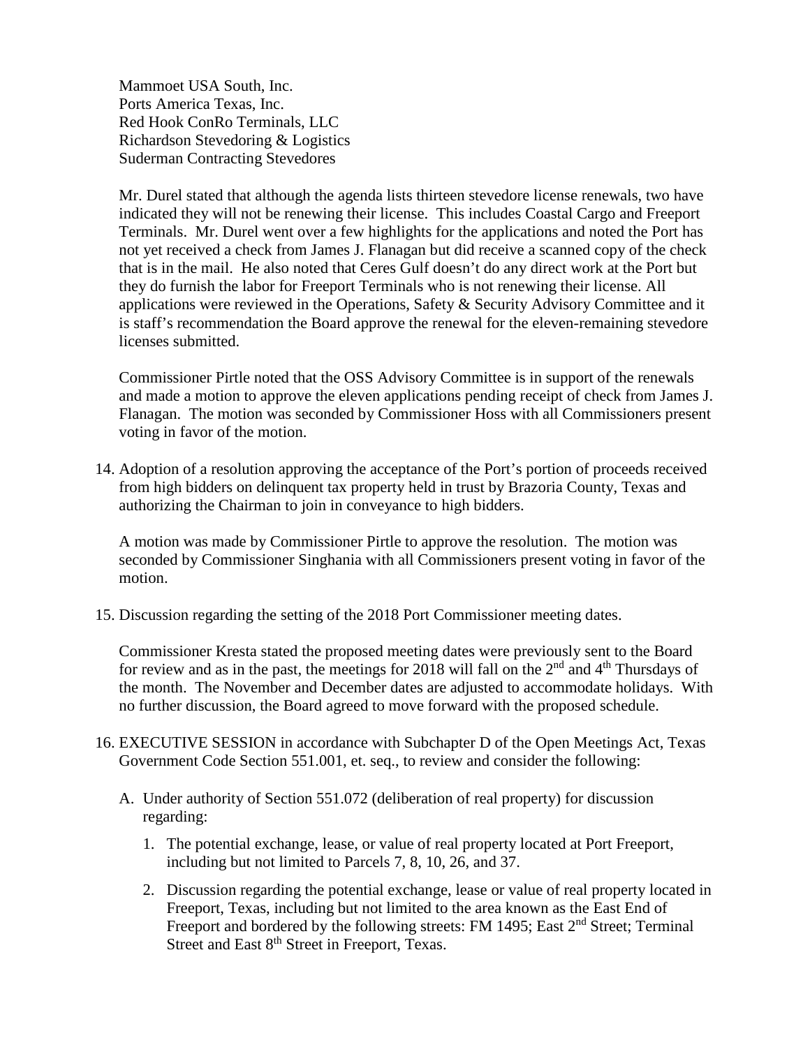Mammoet USA South, Inc.
Ports America Texas, Inc.
Red Hook ConRo Terminals, LLC
Richardson Stevedoring & Logistics
Suderman Contracting Stevedores

Mr. Durel stated that although the agenda lists thirteen stevedore license renewals, two have indicated they will not be renewing their license. This includes Coastal Cargo and Freeport Terminals. Mr. Durel went over a few highlights for the applications and noted the Port has not yet received a check from James J. Flanagan but did receive a scanned copy of the check that is in the mail. He also noted that Ceres Gulf doesn't do any direct work at the Port but they do furnish the labor for Freeport Terminals who is not renewing their license. All applications were reviewed in the Operations, Safety & Security Advisory Committee and it is staff's recommendation the Board approve the renewal for the eleven-remaining stevedore licenses submitted.

Commissioner Pirtle noted that the OSS Advisory Committee is in support of the renewals and made a motion to approve the eleven applications pending receipt of check from James J. Flanagan. The motion was seconded by Commissioner Hoss with all Commissioners present voting in favor of the motion.

14. Adoption of a resolution approving the acceptance of the Port's portion of proceeds received from high bidders on delinquent tax property held in trust by Brazoria County, Texas and authorizing the Chairman to join in conveyance to high bidders.

    A motion was made by Commissioner Pirtle to approve the resolution. The motion was seconded by Commissioner Singhania with all Commissioners present voting in favor of the motion.

15. Discussion regarding the setting of the 2018 Port Commissioner meeting dates.

    Commissioner Kresta stated the proposed meeting dates were previously sent to the Board for review and as in the past, the meetings for 2018 will fall on the 2nd and 4th Thursdays of the month. The November and December dates are adjusted to accommodate holidays. With no further discussion, the Board agreed to move forward with the proposed schedule.

16. EXECUTIVE SESSION in accordance with Subchapter D of the Open Meetings Act, Texas Government Code Section 551.001, et. seq., to review and consider the following:

    A. Under authority of Section 551.072 (deliberation of real property) for discussion regarding:

        1. The potential exchange, lease, or value of real property located at Port Freeport, including but not limited to Parcels 7, 8, 10, 26, and 37.

        2. Discussion regarding the potential exchange, lease or value of real property located in Freeport, Texas, including but not limited to the area known as the East End of Freeport and bordered by the following streets: FM 1495; East 2nd Street; Terminal Street and East 8th Street in Freeport, Texas.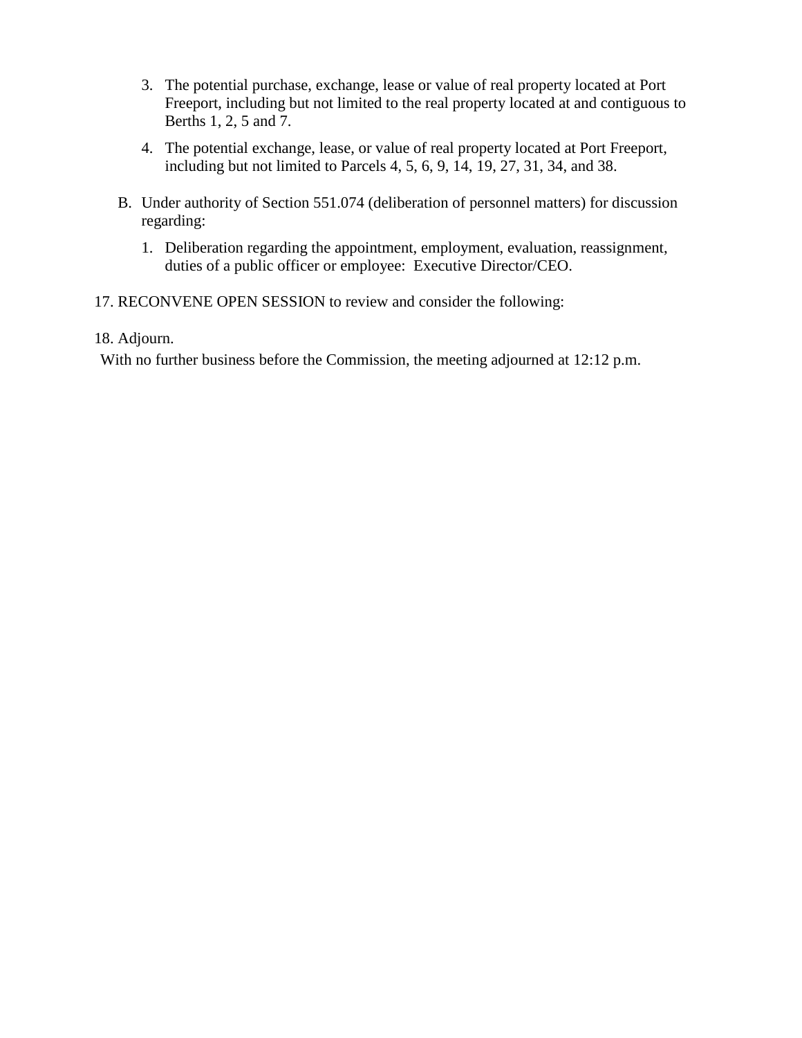3. The potential purchase, exchange, lease or value of real property located at Port Freeport, including but not limited to the real property located at and contiguous to Berths 1, 2, 5 and 7.
4. The potential exchange, lease, or value of real property located at Port Freeport, including but not limited to Parcels 4, 5, 6, 9, 14, 19, 27, 31, 34, and 38.

B. Under authority of Section 551.074 (deliberation of personnel matters) for discussion regarding:

1. Deliberation regarding the appointment, employment, evaluation, reassignment, duties of a public officer or employee: Executive Director/CEO.

17. RECONVENE OPEN SESSION to review and consider the following:

18. Adjourn.

With no further business before the Commission, the meeting adjourned at 12:12 p.m.